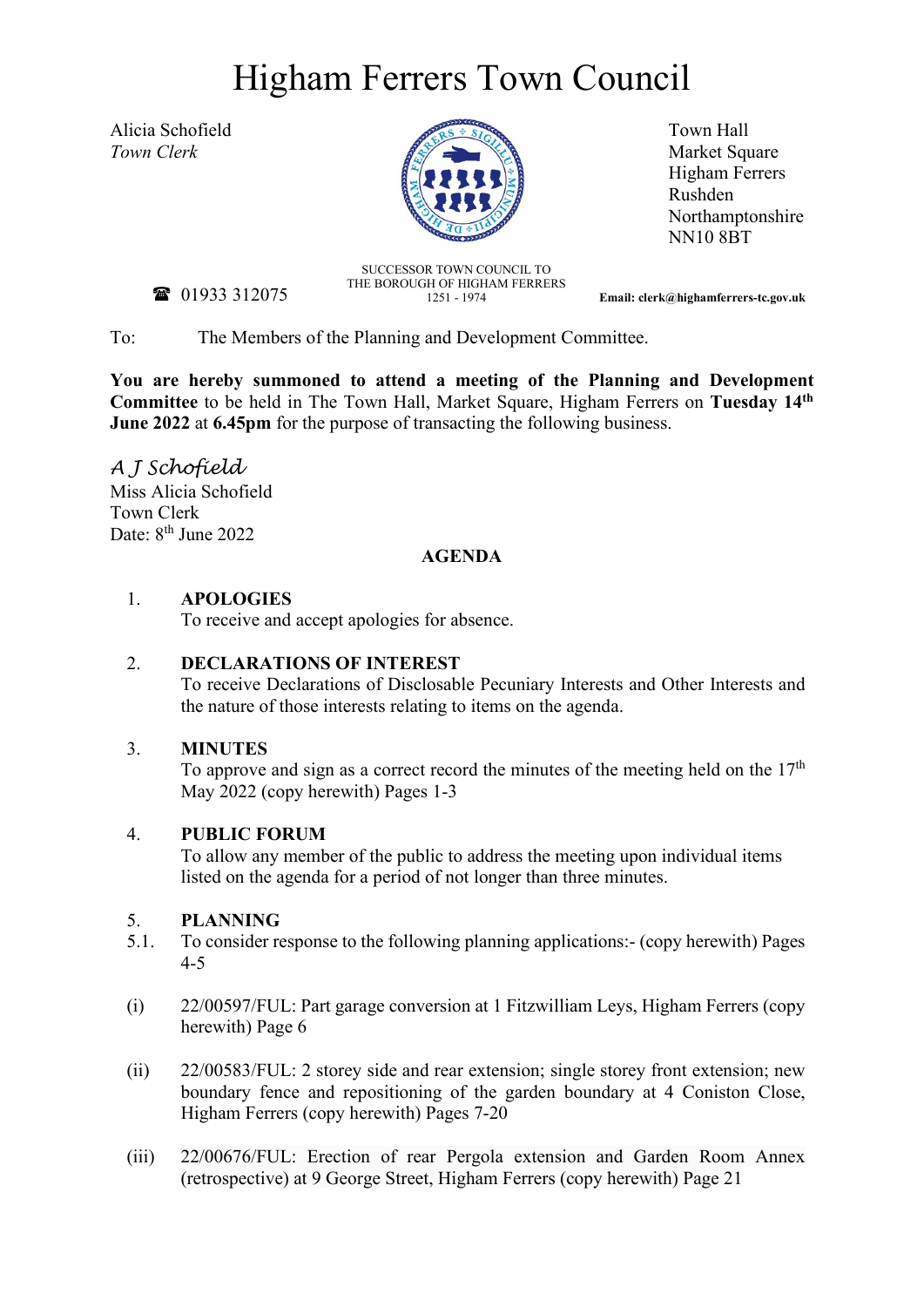# Higham Ferrers Town Council

Alicia Schofield
*Town Clerk*

Town Hall
Market Square
Higham Ferrers
Rushden
Northamptonshire
NN10 8BT

SUCCESSOR TOWN COUNCIL TO
THE BOROUGH OF HIGHAM FERRERS
1251 - 1974

☎ 01933 312075

**Email: clerk@highamferrers-tc.gov.uk**

To: The Members of the Planning and Development Committee.

**You are hereby summoned to attend a meeting of the Planning and Development Committee** to be held in The Town Hall, Market Square, Higham Ferrers on **Tuesday 14th June 2022** at **6.45pm** for the purpose of transacting the following business.

*A J Schofield*
Miss Alicia Schofield
Town Clerk
Date: 8th June 2022

## AGENDA

1. **APOLOGIES**
   To receive and accept apologies for absence.

2. **DECLARATIONS OF INTEREST**
   To receive Declarations of Disclosable Pecuniary Interests and Other Interests and the nature of those interests relating to items on the agenda.

3. **MINUTES**
   To approve and sign as a correct record the minutes of the meeting held on the 17th May 2022 (copy herewith) Pages 1-3

4. **PUBLIC FORUM**
   To allow any member of the public to address the meeting upon individual items listed on the agenda for a period of not longer than three minutes.

5. **PLANNING**

5.1. To consider response to the following planning applications:- (copy herewith) Pages 4-5

(i) 22/00597/FUL: Part garage conversion at 1 Fitzwilliam Leys, Higham Ferrers (copy herewith) Page 6

(ii) 22/00583/FUL: 2 storey side and rear extension; single storey front extension; new boundary fence and repositioning of the garden boundary at 4 Coniston Close, Higham Ferrers (copy herewith) Pages 7-20

(iii) 22/00676/FUL: Erection of rear Pergola extension and Garden Room Annex (retrospective) at 9 George Street, Higham Ferrers (copy herewith) Page 21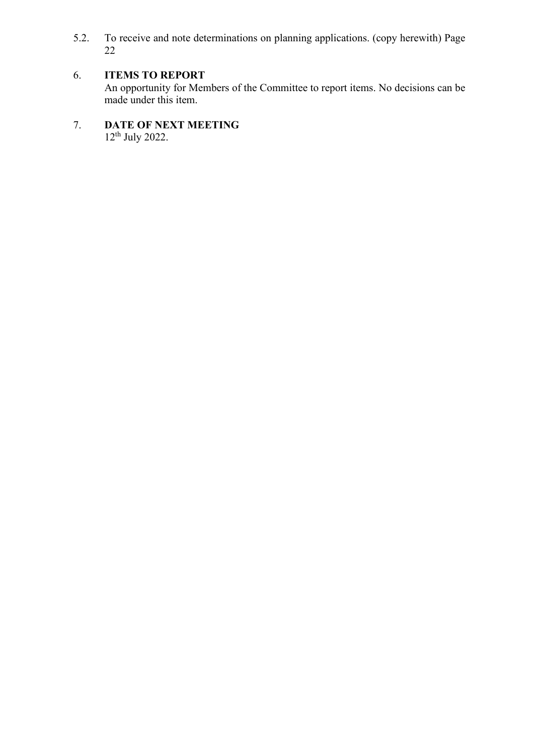5.2. To receive and note determinations on planning applications. (copy herewith) Page 22

6. **ITEMS TO REPORT**
An opportunity for Members of the Committee to report items. No decisions can be made under this item.

7. **DATE OF NEXT MEETING**
12th July 2022.